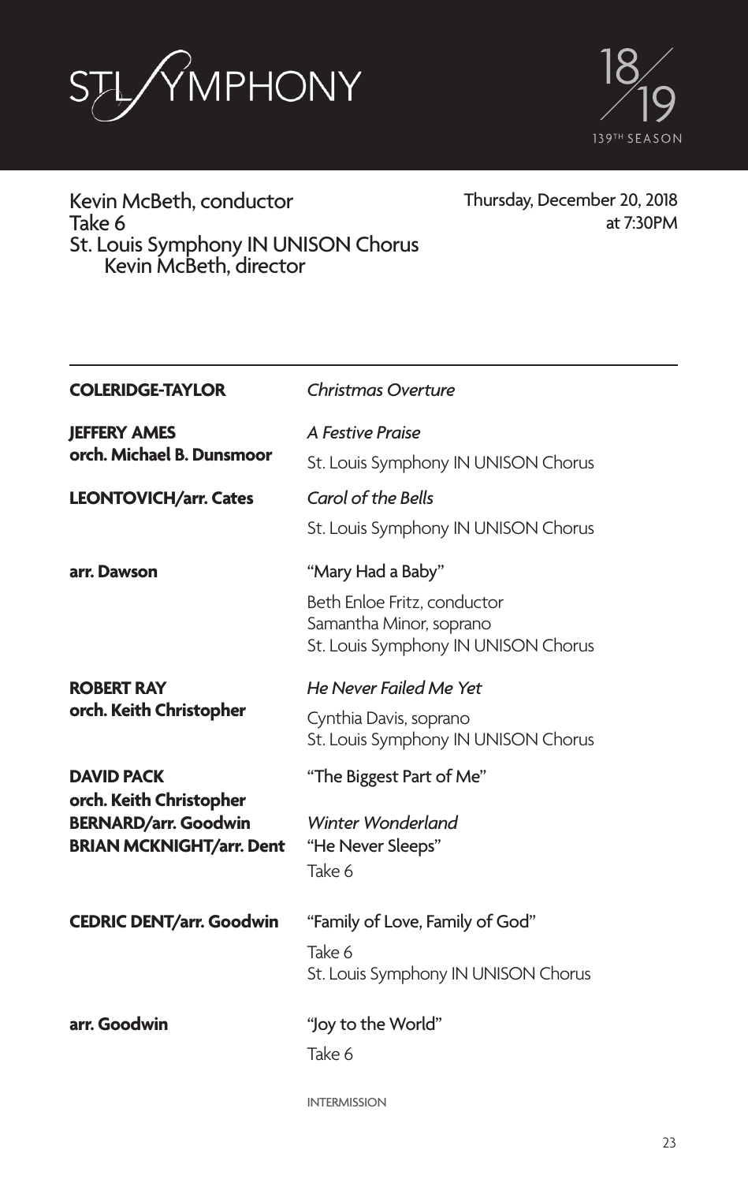STLSYMPHONY

18/19
139TH SEASON

Kevin McBeth, conductor
Take 6
St. Louis Symphony IN UNISON Chorus
Kevin McBeth, director

Thursday, December 20, 2018
at 7:30PM

---

**COLERIDGE-TAYLOR** *Christmas Overture*

**JEFFERY AMES**
**orch. Michael B. Dunsmoor** *A Festive Praise*
St. Louis Symphony IN UNISON Chorus

**LEONTOVICH/arr. Cates** *Carol of the Bells*
St. Louis Symphony IN UNISON Chorus

**arr. Dawson** "Mary Had a Baby"
Beth Enloe Fritz, conductor
Samantha Minor, soprano
St. Louis Symphony IN UNISON Chorus

**ROBERT RAY**
**orch. Keith Christopher** *He Never Failed Me Yet*
Cynthia Davis, soprano
St. Louis Symphony IN UNISON Chorus

**DAVID PACK**
**orch. Keith Christopher** "The Biggest Part of Me"

**BERNARD/arr. Goodwin** *Winter Wonderland*

**BRIAN MCKNIGHT/arr. Dent** "He Never Sleeps"
Take 6

**CEDRIC DENT/arr. Goodwin** "Family of Love, Family of God"
Take 6
St. Louis Symphony IN UNISON Chorus

**arr. Goodwin** "Joy to the World"
Take 6

INTERMISSION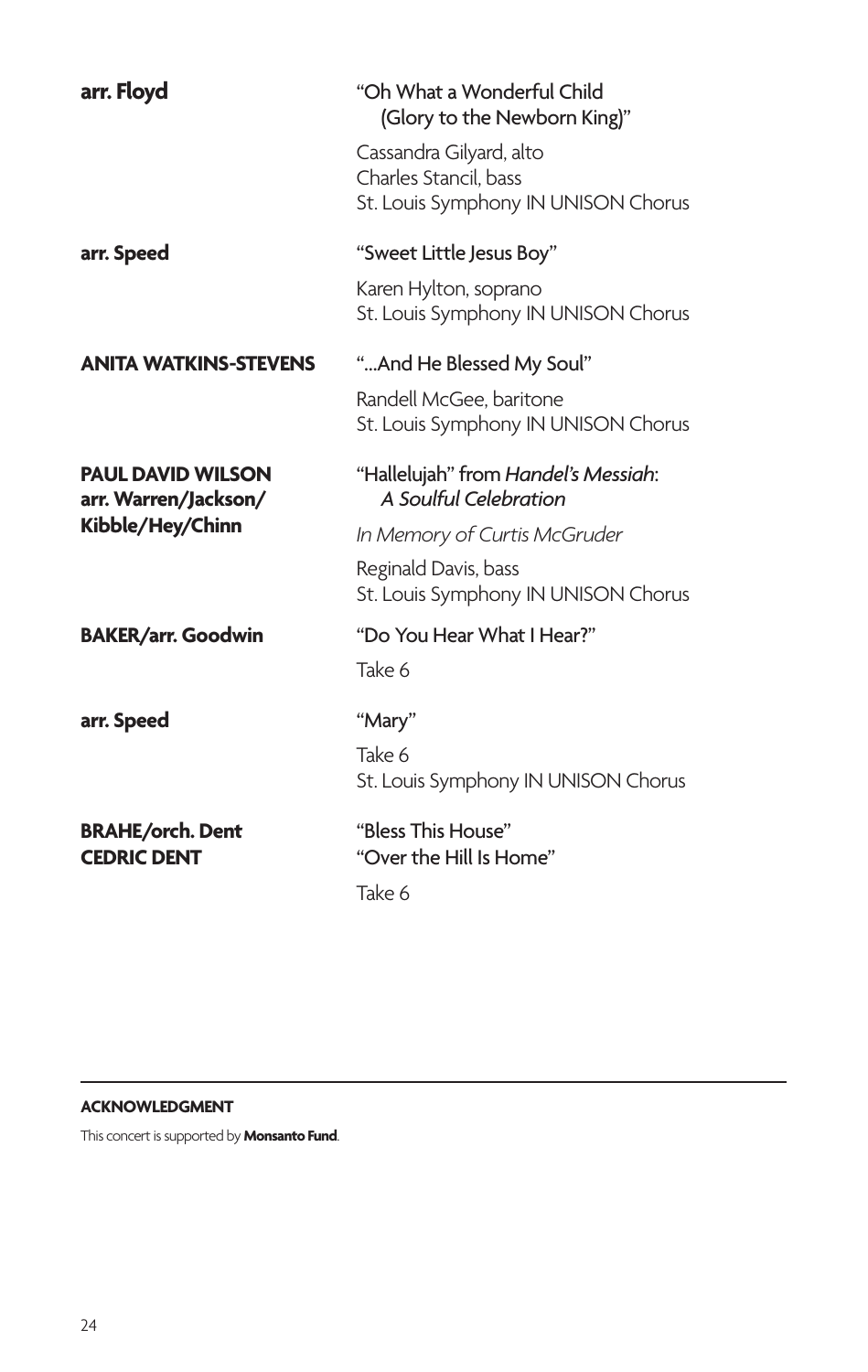**arr. Floyd** — "Oh What a Wonderful Child (Glory to the Newborn King)"

Cassandra Gilyard, alto
Charles Stancil, bass
St. Louis Symphony IN UNISON Chorus

**arr. Speed** — "Sweet Little Jesus Boy"

Karen Hylton, soprano
St. Louis Symphony IN UNISON Chorus

**ANITA WATKINS-STEVENS** — "...And He Blessed My Soul"

Randell McGee, baritone
St. Louis Symphony IN UNISON Chorus

**PAUL DAVID WILSON arr. Warren/Jackson/ Kibble/Hey/Chinn** — "Hallelujah" from *Handel's Messiah*: *A Soulful Celebration*

*In Memory of Curtis McGruder*

Reginald Davis, bass
St. Louis Symphony IN UNISON Chorus

**BAKER/arr. Goodwin** — "Do You Hear What I Hear?"

Take 6

**arr. Speed** — "Mary"

Take 6
St. Louis Symphony IN UNISON Chorus

**BRAHE/orch. Dent** — "Bless This House"

**CEDRIC DENT** — "Over the Hill Is Home"

Take 6

---

**ACKNOWLEDGMENT**

This concert is supported by **Monsanto Fund**.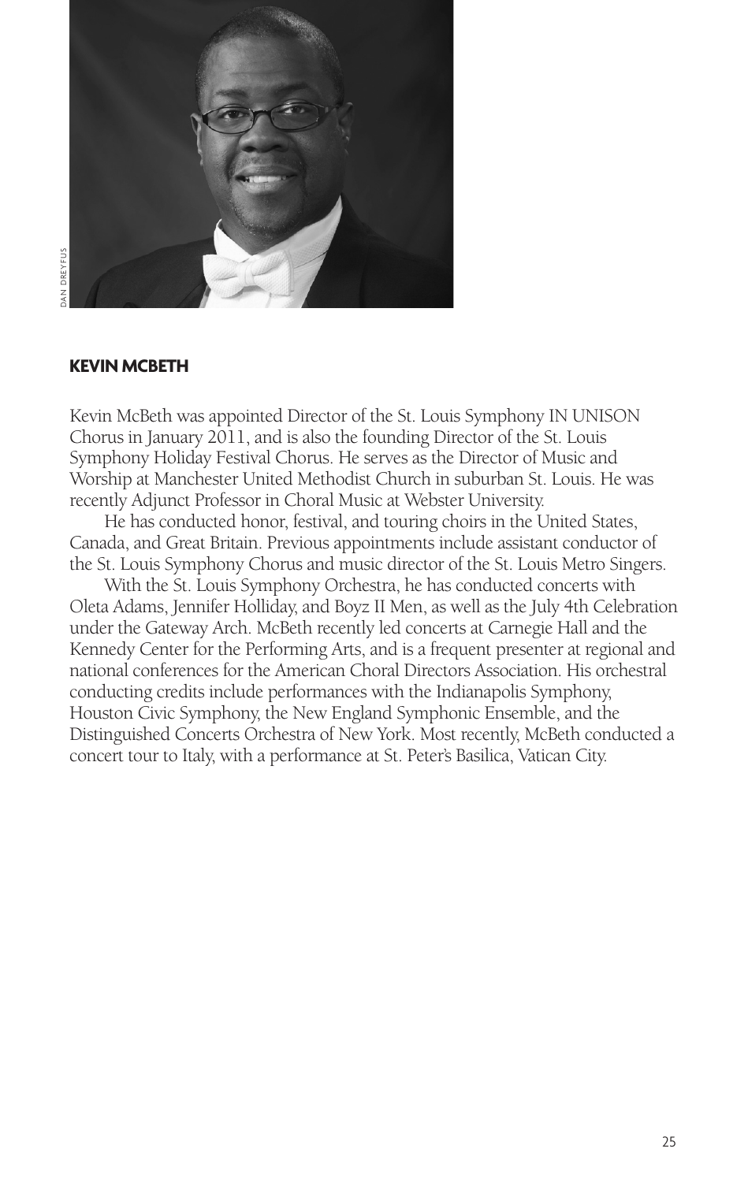DAN DREYFUS

## KEVIN MCBETH

Kevin McBeth was appointed Director of the St. Louis Symphony IN UNISON Chorus in January 2011, and is also the founding Director of the St. Louis Symphony Holiday Festival Chorus. He serves as the Director of Music and Worship at Manchester United Methodist Church in suburban St. Louis. He was recently Adjunct Professor in Choral Music at Webster University.

He has conducted honor, festival, and touring choirs in the United States, Canada, and Great Britain. Previous appointments include assistant conductor of the St. Louis Symphony Chorus and music director of the St. Louis Metro Singers.

With the St. Louis Symphony Orchestra, he has conducted concerts with Oleta Adams, Jennifer Holliday, and Boyz II Men, as well as the July 4th Celebration under the Gateway Arch. McBeth recently led concerts at Carnegie Hall and the Kennedy Center for the Performing Arts, and is a frequent presenter at regional and national conferences for the American Choral Directors Association. His orchestral conducting credits include performances with the Indianapolis Symphony, Houston Civic Symphony, the New England Symphonic Ensemble, and the Distinguished Concerts Orchestra of New York. Most recently, McBeth conducted a concert tour to Italy, with a performance at St. Peter's Basilica, Vatican City.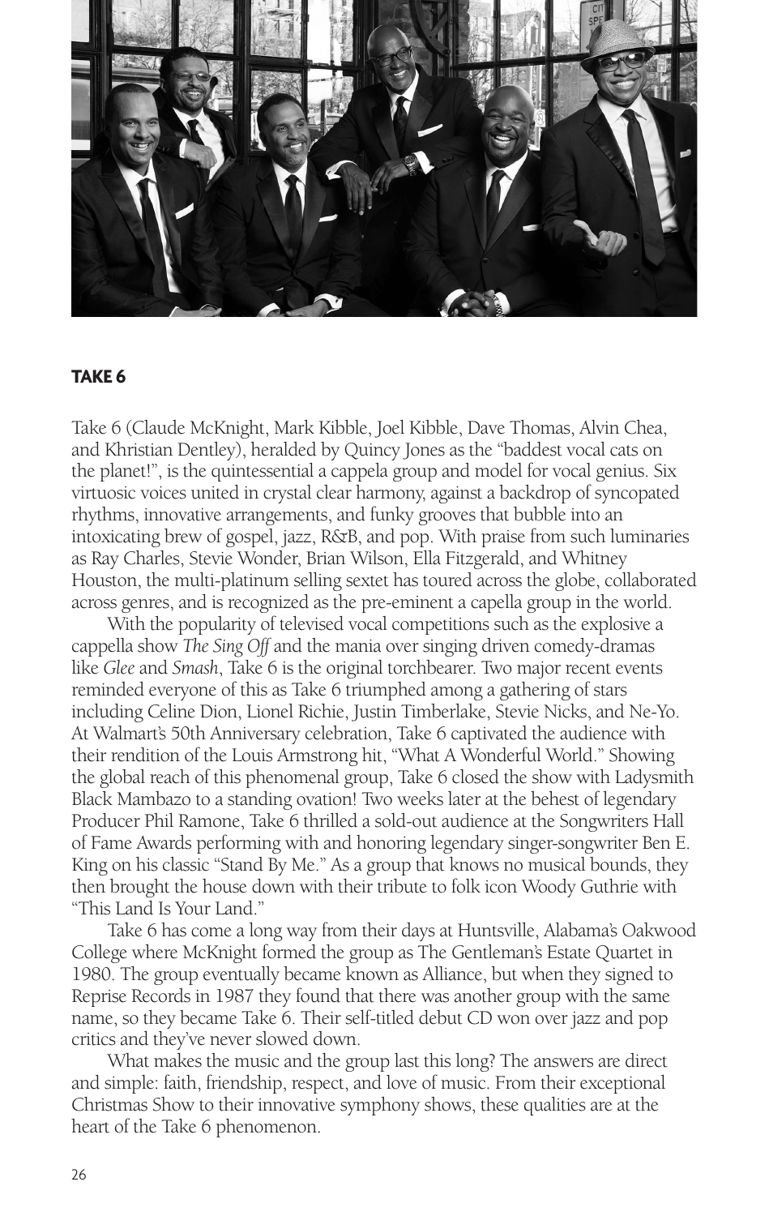## TAKE 6

Take 6 (Claude McKnight, Mark Kibble, Joel Kibble, Dave Thomas, Alvin Chea, and Khristian Dentley), heralded by Quincy Jones as the "baddest vocal cats on the planet!", is the quintessential a cappela group and model for vocal genius. Six virtuosic voices united in crystal clear harmony, against a backdrop of syncopated rhythms, innovative arrangements, and funky grooves that bubble into an intoxicating brew of gospel, jazz, R&B, and pop. With praise from such luminaries as Ray Charles, Stevie Wonder, Brian Wilson, Ella Fitzgerald, and Whitney Houston, the multi-platinum selling sextet has toured across the globe, collaborated across genres, and is recognized as the pre-eminent a capella group in the world.

With the popularity of televised vocal competitions such as the explosive a cappella show *The Sing Off* and the mania over singing driven comedy-dramas like *Glee* and *Smash*, Take 6 is the original torchbearer. Two major recent events reminded everyone of this as Take 6 triumphed among a gathering of stars including Celine Dion, Lionel Richie, Justin Timberlake, Stevie Nicks, and Ne-Yo. At Walmart's 50th Anniversary celebration, Take 6 captivated the audience with their rendition of the Louis Armstrong hit, "What A Wonderful World." Showing the global reach of this phenomenal group, Take 6 closed the show with Ladysmith Black Mambazo to a standing ovation! Two weeks later at the behest of legendary Producer Phil Ramone, Take 6 thrilled a sold-out audience at the Songwriters Hall of Fame Awards performing with and honoring legendary singer-songwriter Ben E. King on his classic "Stand By Me." As a group that knows no musical bounds, they then brought the house down with their tribute to folk icon Woody Guthrie with "This Land Is Your Land."

Take 6 has come a long way from their days at Huntsville, Alabama's Oakwood College where McKnight formed the group as The Gentleman's Estate Quartet in 1980. The group eventually became known as Alliance, but when they signed to Reprise Records in 1987 they found that there was another group with the same name, so they became Take 6. Their self-titled debut CD won over jazz and pop critics and they've never slowed down.

What makes the music and the group last this long? The answers are direct and simple: faith, friendship, respect, and love of music. From their exceptional Christmas Show to their innovative symphony shows, these qualities are at the heart of the Take 6 phenomenon.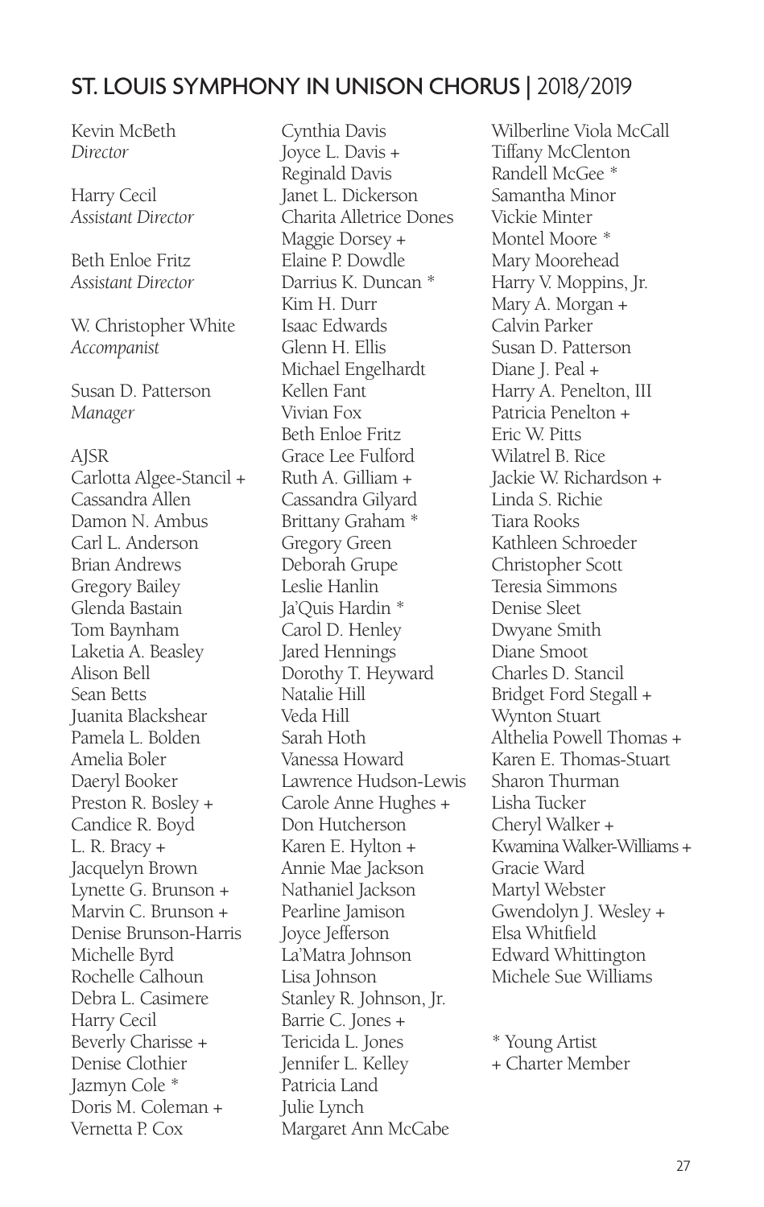## ST. LOUIS SYMPHONY IN UNISON CHORUS | 2018/2019

Kevin McBeth
*Director*

Harry Cecil
*Assistant Director*

Beth Enloe Fritz
*Assistant Director*

W. Christopher White
*Accompanist*

Susan D. Patterson
*Manager*

AJSR
Carlotta Algee-Stancil +
Cassandra Allen
Damon N. Ambus
Carl L. Anderson
Brian Andrews
Gregory Bailey
Glenda Bastain
Tom Baynham
Laketia A. Beasley
Alison Bell
Sean Betts
Juanita Blackshear
Pamela L. Bolden
Amelia Boler
Daeryl Booker
Preston R. Bosley +
Candice R. Boyd
L. R. Bracy +
Jacquelyn Brown
Lynette G. Brunson +
Marvin C. Brunson +
Denise Brunson-Harris
Michelle Byrd
Rochelle Calhoun
Debra L. Casimere
Harry Cecil
Beverly Charisse +
Denise Clothier
Jazmyn Cole *
Doris M. Coleman +
Vernetta P. Cox
Cynthia Davis
Joyce L. Davis +
Reginald Davis
Janet L. Dickerson
Charita Alletrice Dones
Maggie Dorsey +
Elaine P. Dowdle
Darrius K. Duncan *
Kim H. Durr
Isaac Edwards
Glenn H. Ellis
Michael Engelhardt
Kellen Fant
Vivian Fox
Beth Enloe Fritz
Grace Lee Fulford
Ruth A. Gilliam +
Cassandra Gilyard
Brittany Graham *
Gregory Green
Deborah Grupe
Leslie Hanlin
Ja'Quis Hardin *
Carol D. Henley
Jared Hennings
Dorothy T. Heyward
Natalie Hill
Veda Hill
Sarah Hoth
Vanessa Howard
Lawrence Hudson-Lewis
Carole Anne Hughes +
Don Hutcherson
Karen E. Hylton +
Annie Mae Jackson
Nathaniel Jackson
Pearline Jamison
Joyce Jefferson
La'Matra Johnson
Lisa Johnson
Stanley R. Johnson, Jr.
Barrie C. Jones +
Tericida L. Jones
Jennifer L. Kelley
Patricia Land
Julie Lynch
Margaret Ann McCabe
Wilberline Viola McCall
Tiffany McClenton
Randell McGee *
Samantha Minor
Vickie Minter
Montel Moore *
Mary Moorehead
Harry V. Moppins, Jr.
Mary A. Morgan +
Calvin Parker
Susan D. Patterson
Diane J. Peal +
Harry A. Penelton, III
Patricia Penelton +
Eric W. Pitts
Wilatrel B. Rice
Jackie W. Richardson +
Linda S. Richie
Tiara Rooks
Kathleen Schroeder
Christopher Scott
Teresia Simmons
Denise Sleet
Dwyane Smith
Diane Smoot
Charles D. Stancil
Bridget Ford Stegall +
Wynton Stuart
Althelia Powell Thomas +
Karen E. Thomas-Stuart
Sharon Thurman
Lisha Tucker
Cheryl Walker +
Kwamina Walker-Williams +
Gracie Ward
Martyl Webster
Gwendolyn J. Wesley +
Elsa Whitfield
Edward Whittington
Michele Sue Williams

\* Young Artist
\+ Charter Member